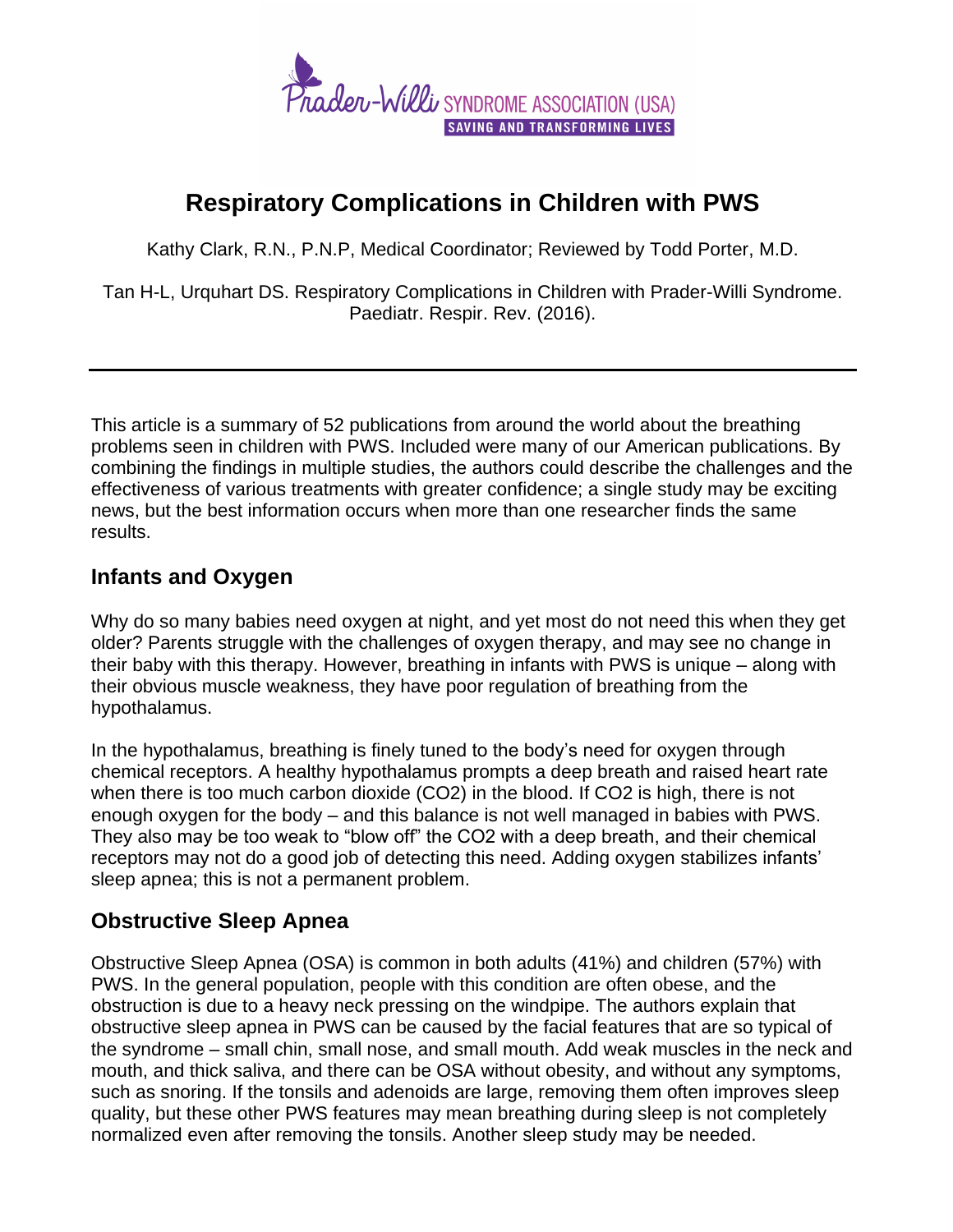Prader-Willi SYNDROME ASSOCIATION (USA)
SAVING AND TRANSFORMING LIVES

# Respiratory Complications in Children with PWS

Kathy Clark, R.N., P.N.P, Medical Coordinator; Reviewed by Todd Porter, M.D.

Tan H-L, Urquhart DS. Respiratory Complications in Children with Prader-Willi Syndrome. Paediatr. Respir. Rev. (2016).

---

This article is a summary of 52 publications from around the world about the breathing problems seen in children with PWS. Included were many of our American publications. By combining the findings in multiple studies, the authors could describe the challenges and the effectiveness of various treatments with greater confidence; a single study may be exciting news, but the best information occurs when more than one researcher finds the same results.

## Infants and Oxygen

Why do so many babies need oxygen at night, and yet most do not need this when they get older? Parents struggle with the challenges of oxygen therapy, and may see no change in their baby with this therapy. However, breathing in infants with PWS is unique – along with their obvious muscle weakness, they have poor regulation of breathing from the hypothalamus.

In the hypothalamus, breathing is finely tuned to the body's need for oxygen through chemical receptors. A healthy hypothalamus prompts a deep breath and raised heart rate when there is too much carbon dioxide ($CO_2$) in the blood. If $CO_2$ is high, there is not enough oxygen for the body – and this balance is not well managed in babies with PWS. They also may be too weak to "blow off" the $CO_2$ with a deep breath, and their chemical receptors may not do a good job of detecting this need. Adding oxygen stabilizes infants' sleep apnea; this is not a permanent problem.

## Obstructive Sleep Apnea

Obstructive Sleep Apnea (OSA) is common in both adults (41%) and children (57%) with PWS. In the general population, people with this condition are often obese, and the obstruction is due to a heavy neck pressing on the windpipe. The authors explain that obstructive sleep apnea in PWS can be caused by the facial features that are so typical of the syndrome – small chin, small nose, and small mouth. Add weak muscles in the neck and mouth, and thick saliva, and there can be OSA without obesity, and without any symptoms, such as snoring. If the tonsils and adenoids are large, removing them often improves sleep quality, but these other PWS features may mean breathing during sleep is not completely normalized even after removing the tonsils. Another sleep study may be needed.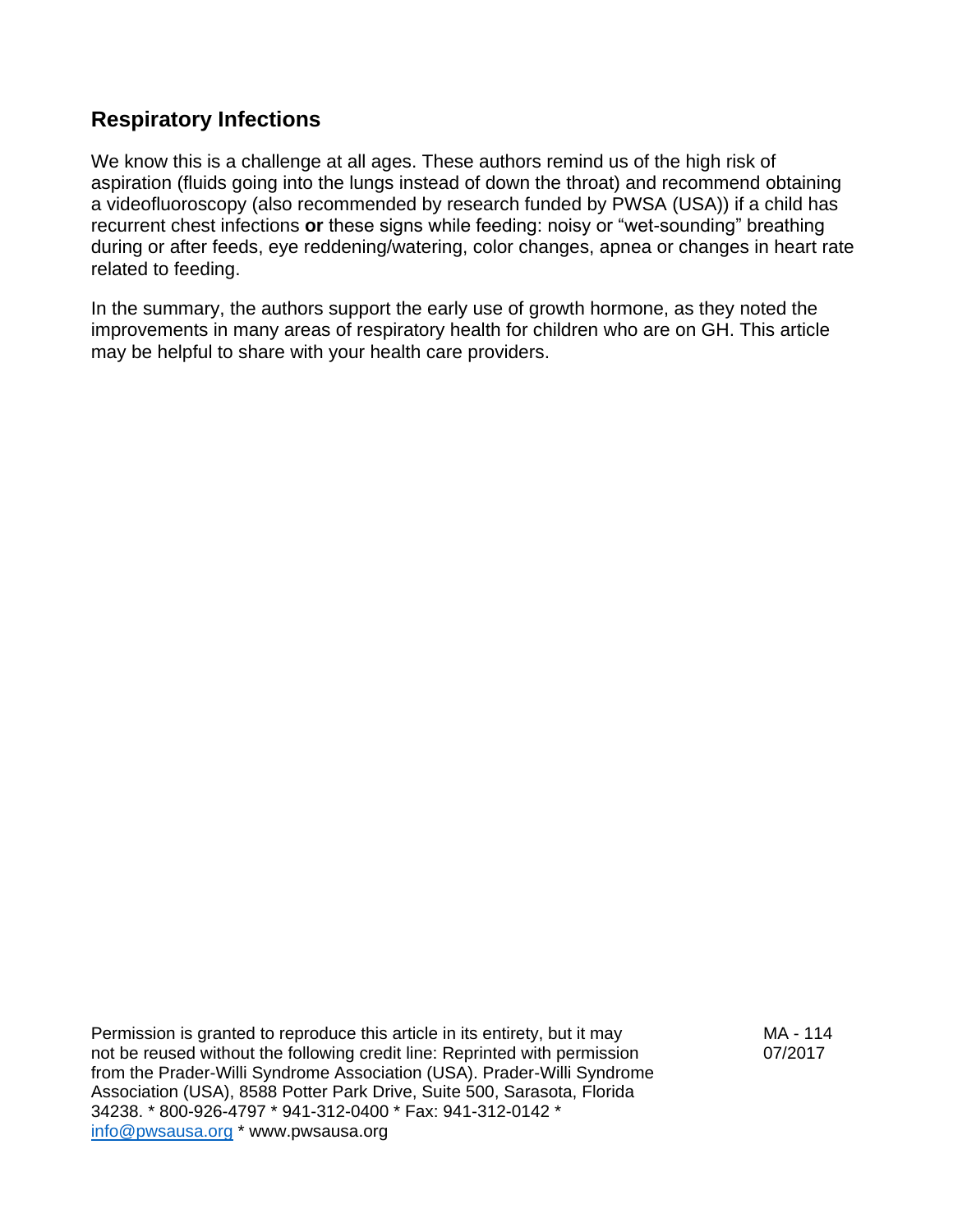## Respiratory Infections

We know this is a challenge at all ages. These authors remind us of the high risk of aspiration (fluids going into the lungs instead of down the throat) and recommend obtaining a videofluoroscopy (also recommended by research funded by PWSA (USA)) if a child has recurrent chest infections **or** these signs while feeding: noisy or "wet-sounding" breathing during or after feeds, eye reddening/watering, color changes, apnea or changes in heart rate related to feeding.

In the summary, the authors support the early use of growth hormone, as they noted the improvements in many areas of respiratory health for children who are on GH. This article may be helpful to share with your health care providers.

Permission is granted to reproduce this article in its entirety, but it may not be reused without the following credit line: Reprinted with permission from the Prader-Willi Syndrome Association (USA). Prader-Willi Syndrome Association (USA), 8588 Potter Park Drive, Suite 500, Sarasota, Florida 34238. * 800-926-4797 * 941-312-0400 * Fax: 941-312-0142 * info@pwsausa.org * www.pwsausa.org

MA - 114
07/2017